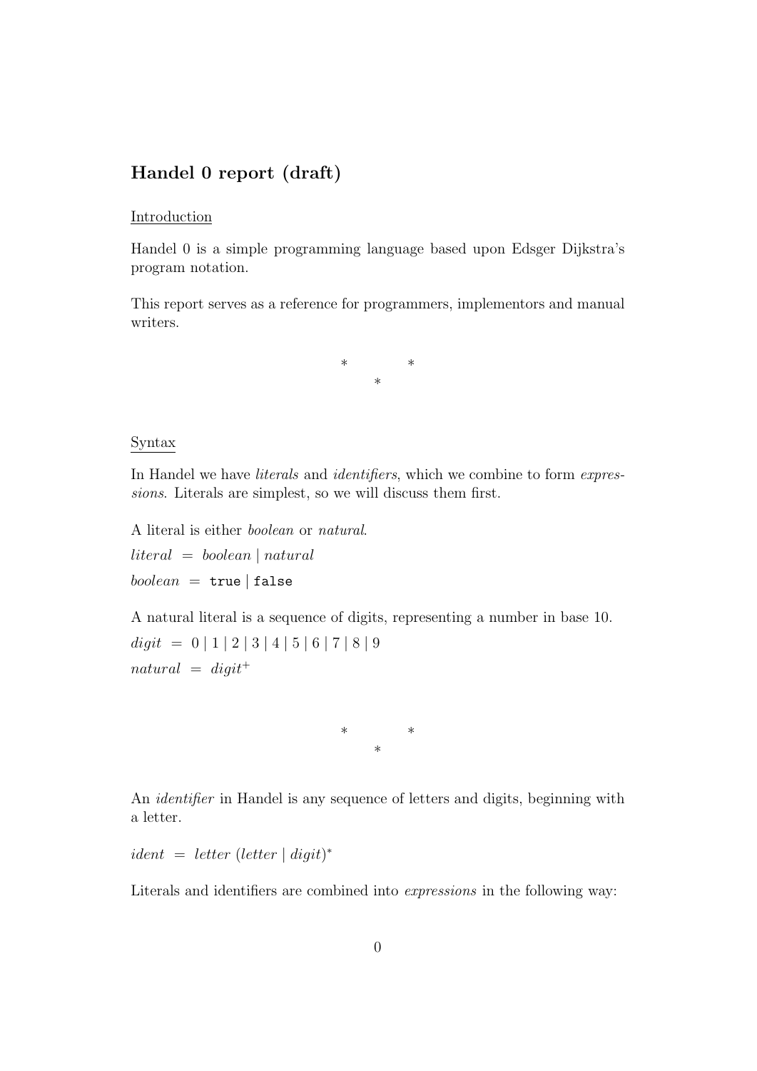# Handel 0 report (draft)

Introduction

Handel 0 is a simple programming language based upon Edsger Dijkstra's program notation.

This report serves as a reference for programmers, implementors and manual writers.

\* \* \*

Syntax

In Handel we have *literals* and *identifiers*, which we combine to form *expressions*. Literals are simplest, so we will discuss them first.

A literal is either *boolean* or *natural*.

$literal \ = \ boolean \mid natural$

$boolean \ = \ \texttt{true} \mid \texttt{false}$

A natural literal is a sequence of digits, representing a number in base 10.

$digit \ = \ 0 \mid 1 \mid 2 \mid 3 \mid 4 \mid 5 \mid 6 \mid 7 \mid 8 \mid 9$

$natural \ = \ digit^{+}$

\* \* \*

An *identifier* in Handel is any sequence of letters and digits, beginning with a letter.

$ident \ = \ letter\ (letter \mid digit)^{*}$

Literals and identifiers are combined into *expressions* in the following way: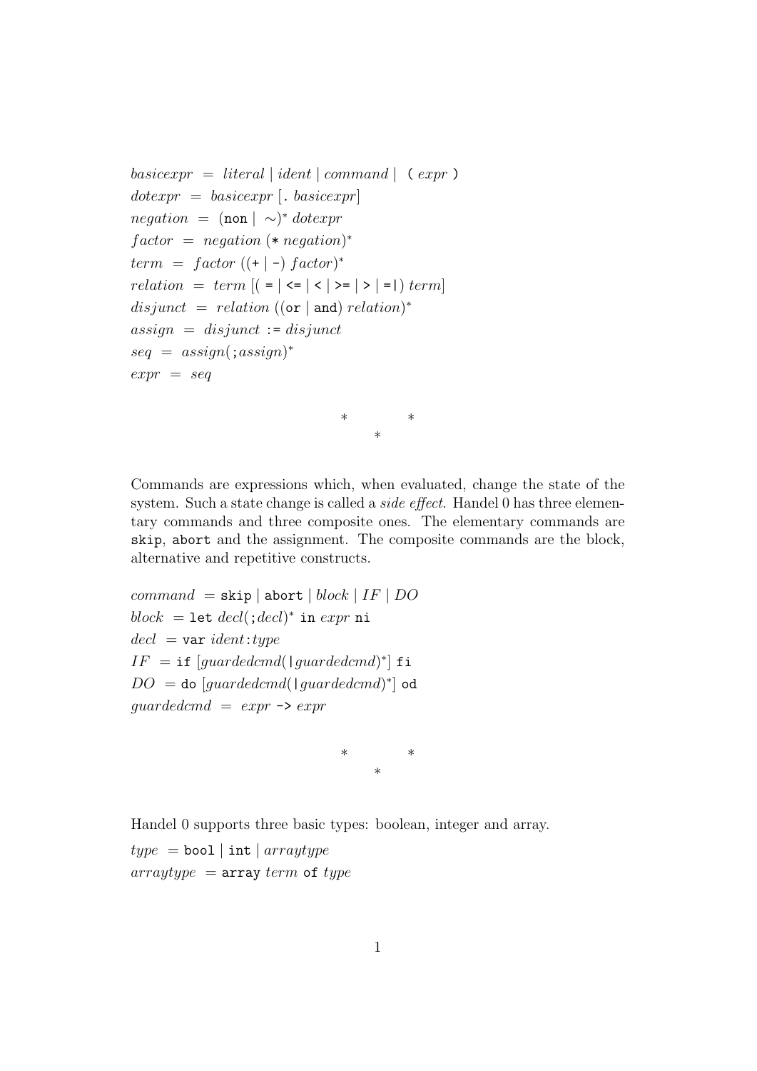*basicexpr* = *literal* | *ident* | *command* | `(` *expr* `)`
*dotexpr* = *basicexpr* [`.` *basicexpr*]
*negation* = (`non` | ∼)* *dotexpr*
*factor* = *negation* (`*` *negation*)*
*term* = *factor* ((`+` | `-`) *factor*)*
*relation* = *term* [( `=` | `<=` | `<` | `>=` | `>` | `=|`) *term*]
*disjunct* = *relation* ((`or` | `and`) *relation*)*
*assign* = *disjunct* `:=` *disjunct*
*seq* = *assign*(`;`*assign*)*
*expr* = *seq*

\* \* \*

Commands are expressions which, when evaluated, change the state of the system. Such a state change is called a *side effect*. Handel 0 has three elementary commands and three composite ones. The elementary commands are `skip`, `abort` and the assignment. The composite commands are the block, alternative and repetitive constructs.

*command* = `skip` | `abort` | *block* | *IF* | *DO*
*block* = `let` *decl*(`;`*decl*)* `in` *expr* `ni`
*decl* = `var` *ident*`:`*type*
*IF* = `if` [*guardedcmd*(`|`*guardedcmd*)*] `fi`
*DO* = `do` [*guardedcmd*(`|`*guardedcmd*)*] `od`
*guardedcmd* = *expr* `->` *expr*

\* \* \*

Handel 0 supports three basic types: boolean, integer and array.

*type* = `bool` | `int` | *arraytype*
*arraytype* = `array` *term* `of` *type*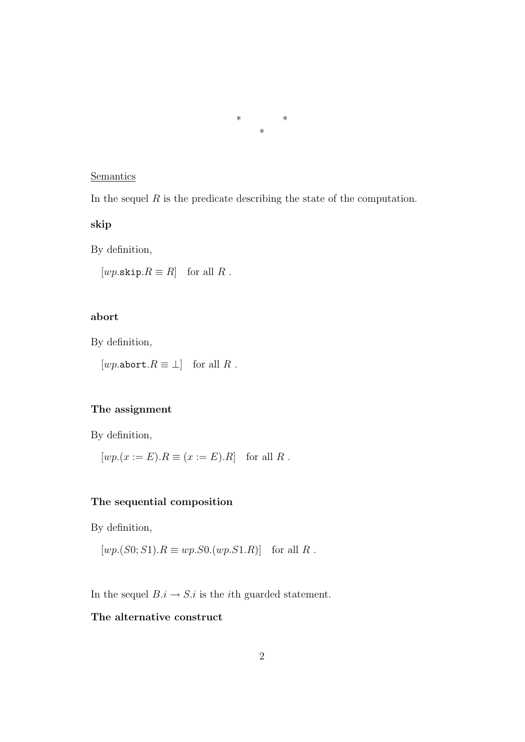\*　　　\*
　　\*

<u>Semantics</u>

In the sequel $R$ is the predicate describing the state of the computation.

**skip**

By definition,

$[wp.\texttt{skip}.R \equiv R]$ for all $R$ .

**abort**

By definition,

$[wp.\texttt{abort}.R \equiv \bot]$ for all $R$ .

**The assignment**

By definition,

$[wp.(x := E).R \equiv (x := E).R]$ for all $R$ .

**The sequential composition**

By definition,

$[wp.(S0; S1).R \equiv wp.S0.(wp.S1.R)]$ for all $R$ .

In the sequel $B.i \rightarrow S.i$ is the $i$th guarded statement.

**The alternative construct**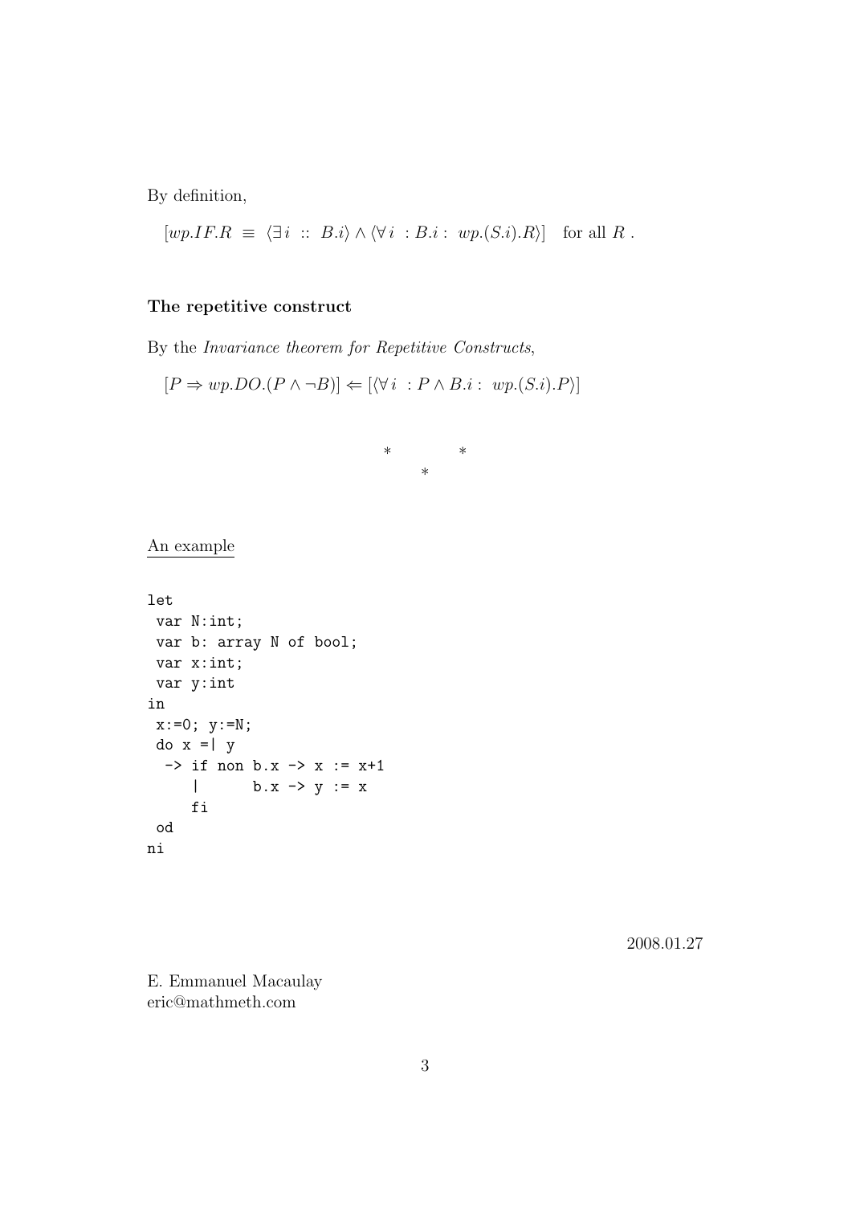By definition,

$$[wp.IF.R \ \equiv \ \langle \exists i \ :: \ B.i \rangle \wedge \langle \forall i \ : B.i : \ wp.(S.i).R \rangle] \quad \text{for all } R \ .$$

### The repetitive construct

By the *Invariance theorem for Repetitive Constructs*,

$$[P \Rightarrow wp.DO.(P \wedge \neg B)] \Leftarrow [\langle \forall i \ : P \wedge B.i : \ wp.(S.i).P \rangle]$$

\*   \*
\*

An example

```
let
 var N:int;
 var b: array N of bool;
 var x:int;
 var y:int
in
 x:=0; y:=N;
 do x =| y
  -> if non b.x -> x := x+1
     |      b.x -> y := x
     fi
 od
ni
```

2008.01.27

E. Emmanuel Macaulay
eric@mathmeth.com